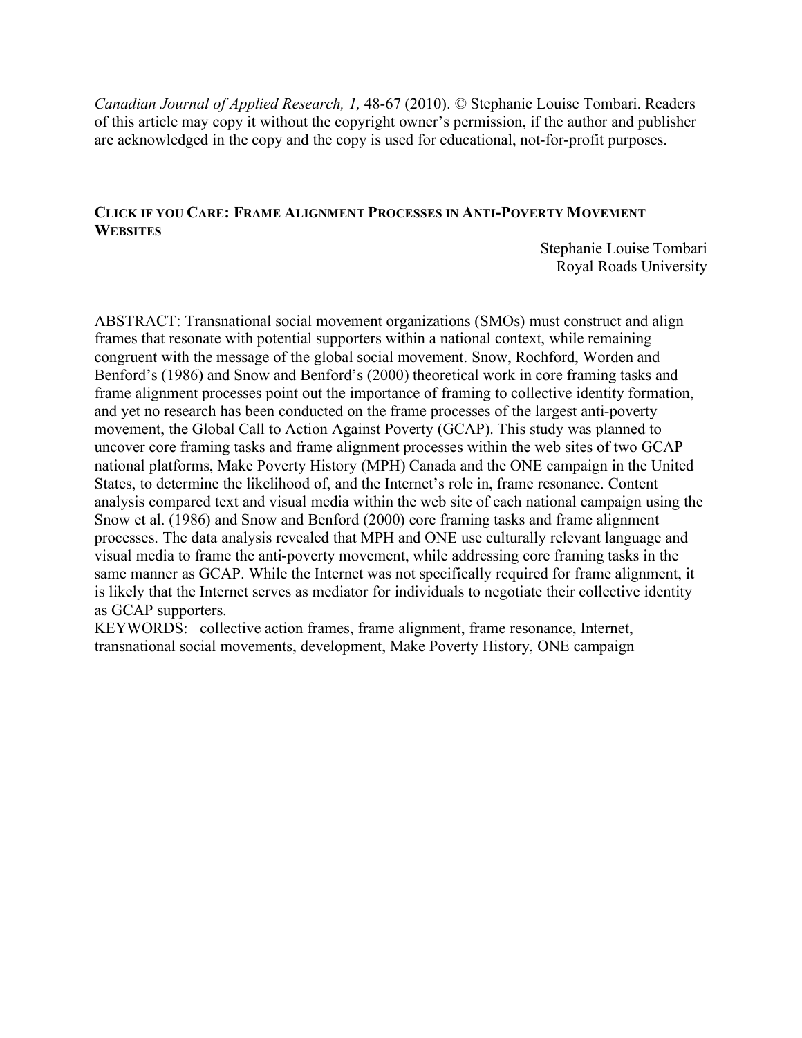*Canadian Journal of Applied Research, 1,* 48-67 (2010). © Stephanie Louise Tombari. Readers of this article may copy it without the copyright owner's permission, if the author and publisher are acknowledged in the copy and the copy is used for educational, not-for-profit purposes.

# **CLICK IF YOU CARE: FRAME ALIGNMENT PROCESSES IN ANTI-POVERTY MOVEMENT WEBSITES**

Stephanie Louise Tombari
Royal Roads University

ABSTRACT: Transnational social movement organizations (SMOs) must construct and align frames that resonate with potential supporters within a national context, while remaining congruent with the message of the global social movement. Snow, Rochford, Worden and Benford's (1986) and Snow and Benford's (2000) theoretical work in core framing tasks and frame alignment processes point out the importance of framing to collective identity formation, and yet no research has been conducted on the frame processes of the largest anti-poverty movement, the Global Call to Action Against Poverty (GCAP). This study was planned to uncover core framing tasks and frame alignment processes within the web sites of two GCAP national platforms, Make Poverty History (MPH) Canada and the ONE campaign in the United States, to determine the likelihood of, and the Internet's role in, frame resonance. Content analysis compared text and visual media within the web site of each national campaign using the Snow et al. (1986) and Snow and Benford (2000) core framing tasks and frame alignment processes. The data analysis revealed that MPH and ONE use culturally relevant language and visual media to frame the anti-poverty movement, while addressing core framing tasks in the same manner as GCAP. While the Internet was not specifically required for frame alignment, it is likely that the Internet serves as mediator for individuals to negotiate their collective identity as GCAP supporters.

KEYWORDS: collective action frames, frame alignment, frame resonance, Internet, transnational social movements, development, Make Poverty History, ONE campaign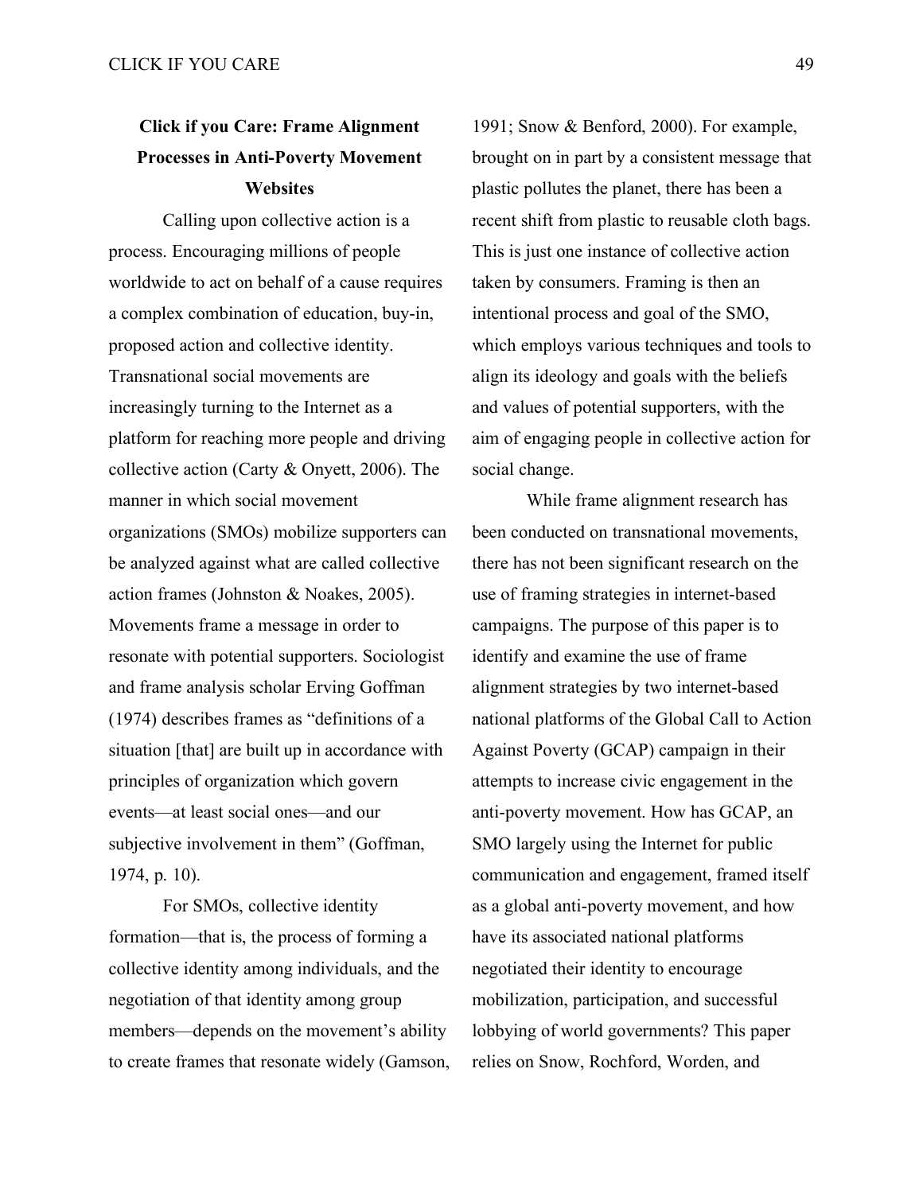## Click if you Care: Frame Alignment Processes in Anti-Poverty Movement Websites

Calling upon collective action is a process. Encouraging millions of people worldwide to act on behalf of a cause requires a complex combination of education, buy-in, proposed action and collective identity. Transnational social movements are increasingly turning to the Internet as a platform for reaching more people and driving collective action (Carty & Onyett, 2006). The manner in which social movement organizations (SMOs) mobilize supporters can be analyzed against what are called collective action frames (Johnston & Noakes, 2005). Movements frame a message in order to resonate with potential supporters. Sociologist and frame analysis scholar Erving Goffman (1974) describes frames as "definitions of a situation [that] are built up in accordance with principles of organization which govern events—at least social ones—and our subjective involvement in them" (Goffman, 1974, p. 10).

For SMOs, collective identity formation—that is, the process of forming a collective identity among individuals, and the negotiation of that identity among group members—depends on the movement's ability to create frames that resonate widely (Gamson, 1991; Snow & Benford, 2000). For example, brought on in part by a consistent message that plastic pollutes the planet, there has been a recent shift from plastic to reusable cloth bags. This is just one instance of collective action taken by consumers. Framing is then an intentional process and goal of the SMO, which employs various techniques and tools to align its ideology and goals with the beliefs and values of potential supporters, with the aim of engaging people in collective action for social change.

While frame alignment research has been conducted on transnational movements, there has not been significant research on the use of framing strategies in internet-based campaigns. The purpose of this paper is to identify and examine the use of frame alignment strategies by two internet-based national platforms of the Global Call to Action Against Poverty (GCAP) campaign in their attempts to increase civic engagement in the anti-poverty movement. How has GCAP, an SMO largely using the Internet for public communication and engagement, framed itself as a global anti-poverty movement, and how have its associated national platforms negotiated their identity to encourage mobilization, participation, and successful lobbying of world governments? This paper relies on Snow, Rochford, Worden, and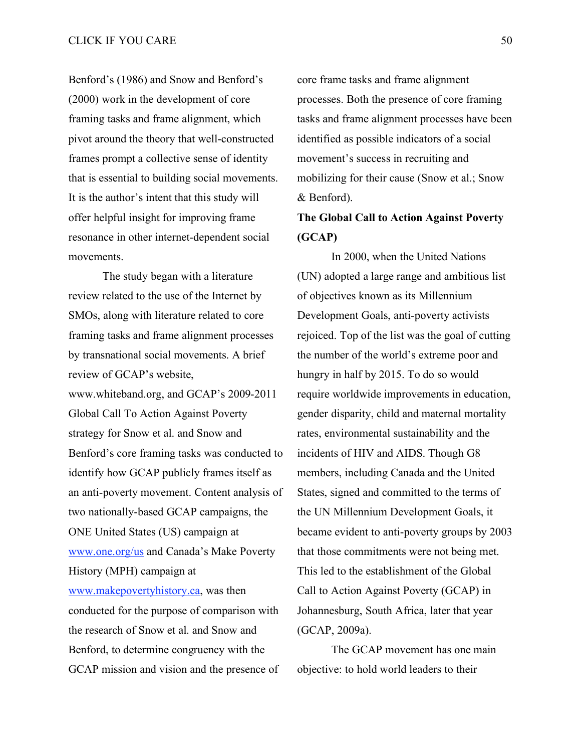Benford's (1986) and Snow and Benford's (2000) work in the development of core framing tasks and frame alignment, which pivot around the theory that well-constructed frames prompt a collective sense of identity that is essential to building social movements. It is the author's intent that this study will offer helpful insight for improving frame resonance in other internet-dependent social movements.

The study began with a literature review related to the use of the Internet by SMOs, along with literature related to core framing tasks and frame alignment processes by transnational social movements. A brief review of GCAP's website, www.whiteband.org, and GCAP's 2009-2011 Global Call To Action Against Poverty strategy for Snow et al. and Snow and Benford's core framing tasks was conducted to identify how GCAP publicly frames itself as an anti-poverty movement. Content analysis of two nationally-based GCAP campaigns, the ONE United States (US) campaign at [www.one.org/us](www.one.org/us) and Canada's Make Poverty History (MPH) campaign at [www.makepovertyhistory.ca](www.makepovertyhistory.ca), was then conducted for the purpose of comparison with the research of Snow et al. and Snow and Benford, to determine congruency with the GCAP mission and vision and the presence of core frame tasks and frame alignment processes. Both the presence of core framing tasks and frame alignment processes have been identified as possible indicators of a social movement's success in recruiting and mobilizing for their cause (Snow et al.; Snow & Benford).

**The Global Call to Action Against Poverty (GCAP)**

In 2000, when the United Nations (UN) adopted a large range and ambitious list of objectives known as its Millennium Development Goals, anti-poverty activists rejoiced. Top of the list was the goal of cutting the number of the world's extreme poor and hungry in half by 2015. To do so would require worldwide improvements in education, gender disparity, child and maternal mortality rates, environmental sustainability and the incidents of HIV and AIDS. Though G8 members, including Canada and the United States, signed and committed to the terms of the UN Millennium Development Goals, it became evident to anti-poverty groups by 2003 that those commitments were not being met. This led to the establishment of the Global Call to Action Against Poverty (GCAP) in Johannesburg, South Africa, later that year (GCAP, 2009a).

The GCAP movement has one main objective: to hold world leaders to their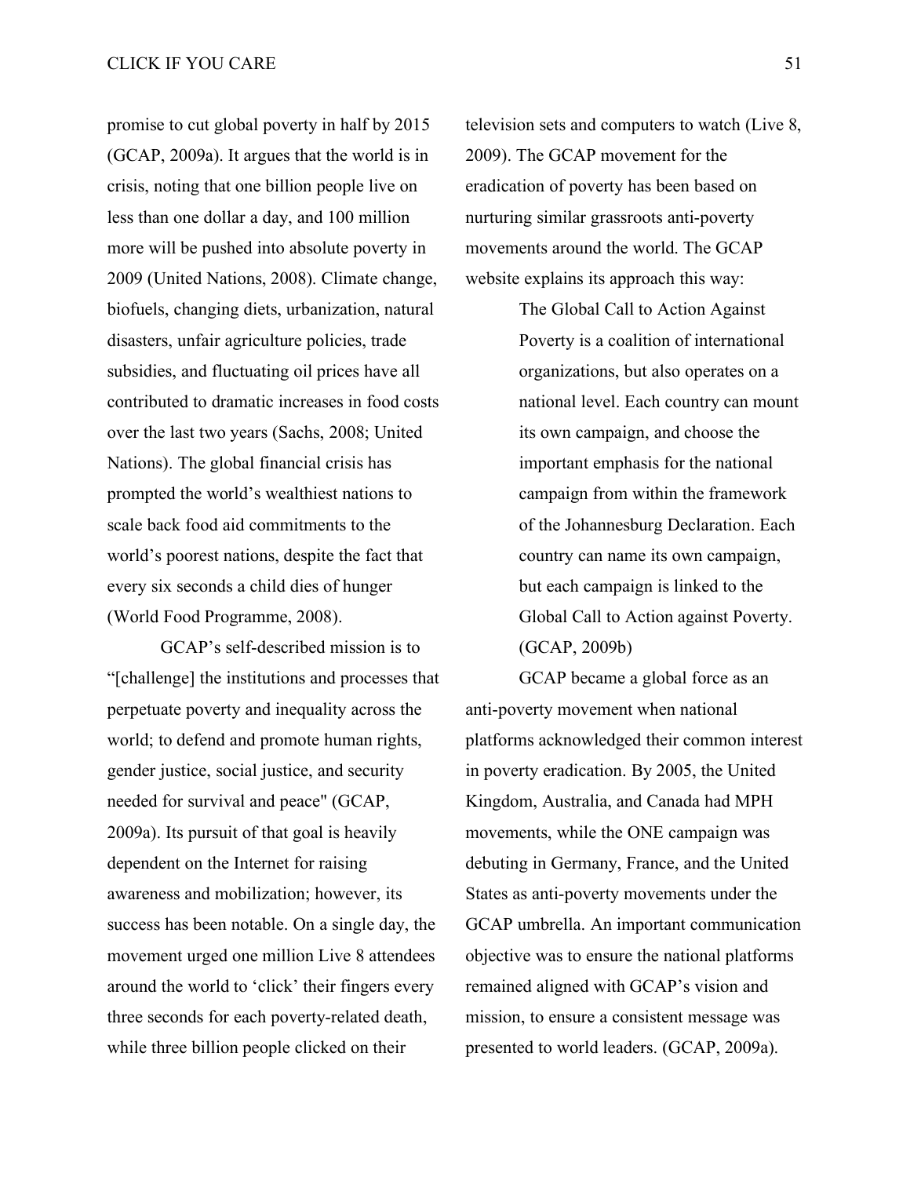promise to cut global poverty in half by 2015 (GCAP, 2009a). It argues that the world is in crisis, noting that one billion people live on less than one dollar a day, and 100 million more will be pushed into absolute poverty in 2009 (United Nations, 2008). Climate change, biofuels, changing diets, urbanization, natural disasters, unfair agriculture policies, trade subsidies, and fluctuating oil prices have all contributed to dramatic increases in food costs over the last two years (Sachs, 2008; United Nations). The global financial crisis has prompted the world's wealthiest nations to scale back food aid commitments to the world's poorest nations, despite the fact that every six seconds a child dies of hunger (World Food Programme, 2008).

GCAP's self-described mission is to "[challenge] the institutions and processes that perpetuate poverty and inequality across the world; to defend and promote human rights, gender justice, social justice, and security needed for survival and peace" (GCAP, 2009a). Its pursuit of that goal is heavily dependent on the Internet for raising awareness and mobilization; however, its success has been notable. On a single day, the movement urged one million Live 8 attendees around the world to 'click' their fingers every three seconds for each poverty-related death, while three billion people clicked on their television sets and computers to watch (Live 8, 2009). The GCAP movement for the eradication of poverty has been based on nurturing similar grassroots anti-poverty movements around the world. The GCAP website explains its approach this way:

> The Global Call to Action Against Poverty is a coalition of international organizations, but also operates on a national level. Each country can mount its own campaign, and choose the important emphasis for the national campaign from within the framework of the Johannesburg Declaration. Each country can name its own campaign, but each campaign is linked to the Global Call to Action against Poverty. (GCAP, 2009b)

GCAP became a global force as an anti-poverty movement when national platforms acknowledged their common interest in poverty eradication. By 2005, the United Kingdom, Australia, and Canada had MPH movements, while the ONE campaign was debuting in Germany, France, and the United States as anti-poverty movements under the GCAP umbrella. An important communication objective was to ensure the national platforms remained aligned with GCAP's vision and mission, to ensure a consistent message was presented to world leaders. (GCAP, 2009a).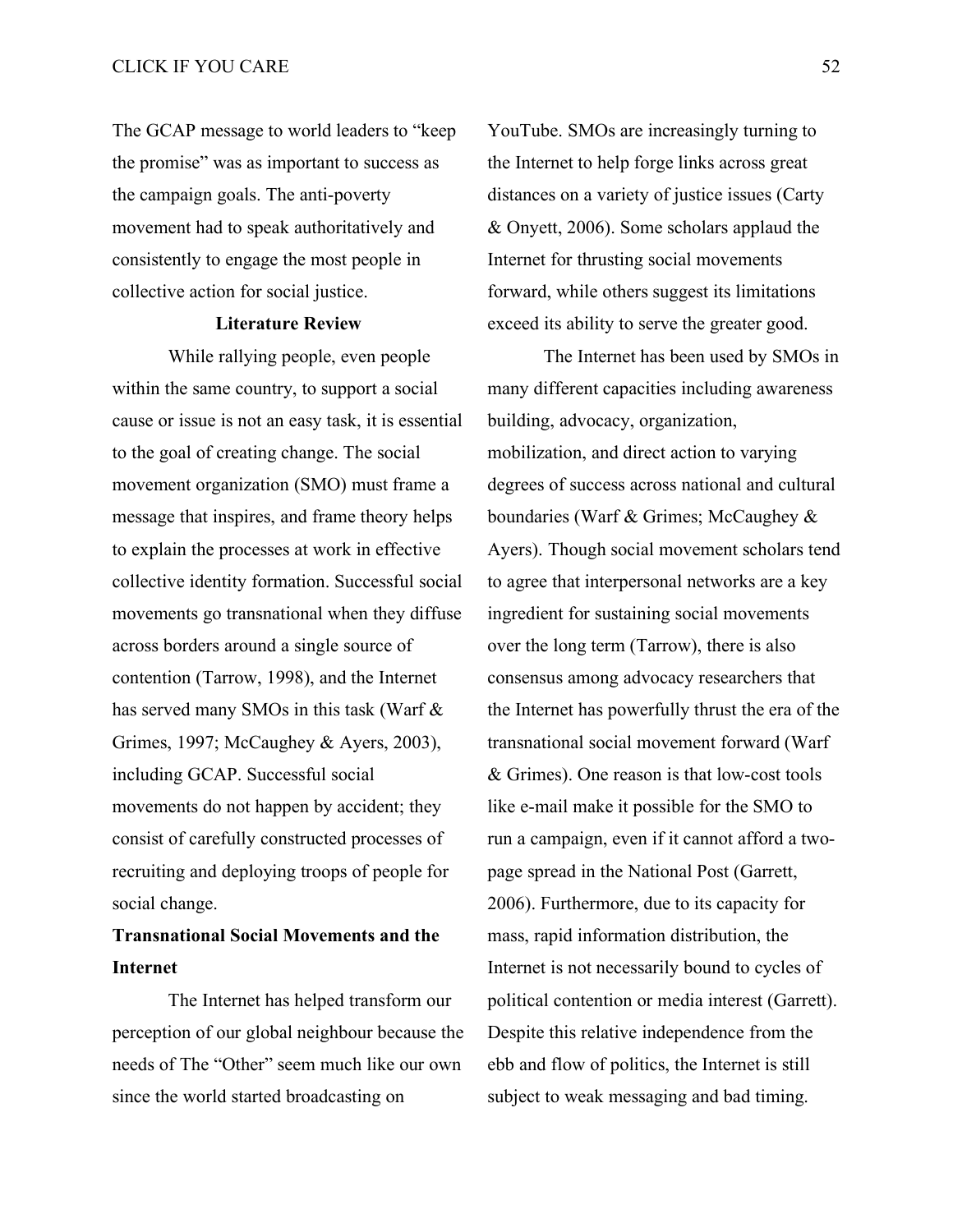The GCAP message to world leaders to "keep the promise" was as important to success as the campaign goals. The anti-poverty movement had to speak authoritatively and consistently to engage the most people in collective action for social justice.

## Literature Review

While rallying people, even people within the same country, to support a social cause or issue is not an easy task, it is essential to the goal of creating change. The social movement organization (SMO) must frame a message that inspires, and frame theory helps to explain the processes at work in effective collective identity formation. Successful social movements go transnational when they diffuse across borders around a single source of contention (Tarrow, 1998), and the Internet has served many SMOs in this task (Warf & Grimes, 1997; McCaughey & Ayers, 2003), including GCAP. Successful social movements do not happen by accident; they consist of carefully constructed processes of recruiting and deploying troops of people for social change.

### Transnational Social Movements and the Internet

The Internet has helped transform our perception of our global neighbour because the needs of The "Other" seem much like our own since the world started broadcasting on YouTube. SMOs are increasingly turning to the Internet to help forge links across great distances on a variety of justice issues (Carty & Onyett, 2006). Some scholars applaud the Internet for thrusting social movements forward, while others suggest its limitations exceed its ability to serve the greater good.

The Internet has been used by SMOs in many different capacities including awareness building, advocacy, organization, mobilization, and direct action to varying degrees of success across national and cultural boundaries (Warf & Grimes; McCaughey & Ayers). Though social movement scholars tend to agree that interpersonal networks are a key ingredient for sustaining social movements over the long term (Tarrow), there is also consensus among advocacy researchers that the Internet has powerfully thrust the era of the transnational social movement forward (Warf & Grimes). One reason is that low-cost tools like e-mail make it possible for the SMO to run a campaign, even if it cannot afford a two-page spread in the National Post (Garrett, 2006). Furthermore, due to its capacity for mass, rapid information distribution, the Internet is not necessarily bound to cycles of political contention or media interest (Garrett). Despite this relative independence from the ebb and flow of politics, the Internet is still subject to weak messaging and bad timing.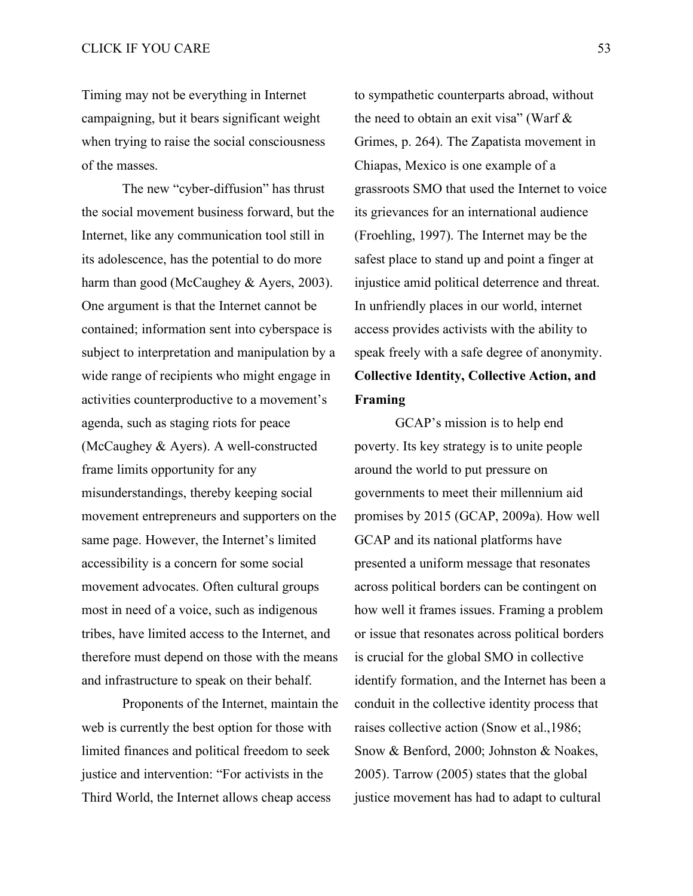Timing may not be everything in Internet campaigning, but it bears significant weight when trying to raise the social consciousness of the masses.

The new "cyber-diffusion" has thrust the social movement business forward, but the Internet, like any communication tool still in its adolescence, has the potential to do more harm than good (McCaughey & Ayers, 2003). One argument is that the Internet cannot be contained; information sent into cyberspace is subject to interpretation and manipulation by a wide range of recipients who might engage in activities counterproductive to a movement's agenda, such as staging riots for peace (McCaughey & Ayers). A well-constructed frame limits opportunity for any misunderstandings, thereby keeping social movement entrepreneurs and supporters on the same page. However, the Internet's limited accessibility is a concern for some social movement advocates. Often cultural groups most in need of a voice, such as indigenous tribes, have limited access to the Internet, and therefore must depend on those with the means and infrastructure to speak on their behalf.

Proponents of the Internet, maintain the web is currently the best option for those with limited finances and political freedom to seek justice and intervention: "For activists in the Third World, the Internet allows cheap access to sympathetic counterparts abroad, without the need to obtain an exit visa" (Warf & Grimes, p. 264). The Zapatista movement in Chiapas, Mexico is one example of a grassroots SMO that used the Internet to voice its grievances for an international audience (Froehling, 1997). The Internet may be the safest place to stand up and point a finger at injustice amid political deterrence and threat. In unfriendly places in our world, internet access provides activists with the ability to speak freely with a safe degree of anonymity.

**Collective Identity, Collective Action, and Framing**

GCAP's mission is to help end poverty. Its key strategy is to unite people around the world to put pressure on governments to meet their millennium aid promises by 2015 (GCAP, 2009a). How well GCAP and its national platforms have presented a uniform message that resonates across political borders can be contingent on how well it frames issues. Framing a problem or issue that resonates across political borders is crucial for the global SMO in collective identify formation, and the Internet has been a conduit in the collective identity process that raises collective action (Snow et al.,1986; Snow & Benford, 2000; Johnston & Noakes, 2005). Tarrow (2005) states that the global justice movement has had to adapt to cultural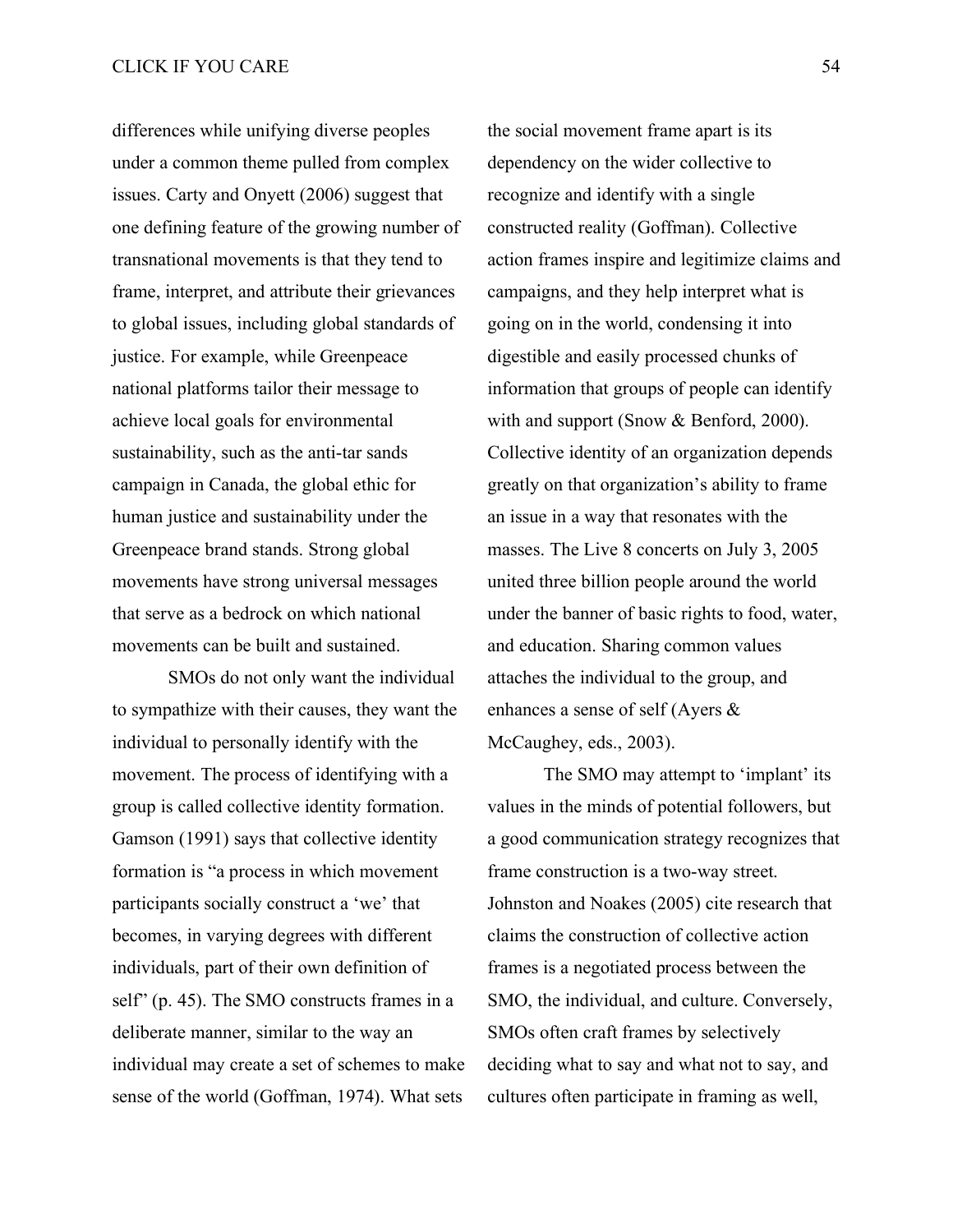differences while unifying diverse peoples under a common theme pulled from complex issues. Carty and Onyett (2006) suggest that one defining feature of the growing number of transnational movements is that they tend to frame, interpret, and attribute their grievances to global issues, including global standards of justice. For example, while Greenpeace national platforms tailor their message to achieve local goals for environmental sustainability, such as the anti-tar sands campaign in Canada, the global ethic for human justice and sustainability under the Greenpeace brand stands. Strong global movements have strong universal messages that serve as a bedrock on which national movements can be built and sustained.

SMOs do not only want the individual to sympathize with their causes, they want the individual to personally identify with the movement. The process of identifying with a group is called collective identity formation. Gamson (1991) says that collective identity formation is "a process in which movement participants socially construct a 'we' that becomes, in varying degrees with different individuals, part of their own definition of self" (p. 45). The SMO constructs frames in a deliberate manner, similar to the way an individual may create a set of schemes to make sense of the world (Goffman, 1974). What sets the social movement frame apart is its dependency on the wider collective to recognize and identify with a single constructed reality (Goffman). Collective action frames inspire and legitimize claims and campaigns, and they help interpret what is going on in the world, condensing it into digestible and easily processed chunks of information that groups of people can identify with and support (Snow & Benford, 2000). Collective identity of an organization depends greatly on that organization's ability to frame an issue in a way that resonates with the masses. The Live 8 concerts on July 3, 2005 united three billion people around the world under the banner of basic rights to food, water, and education. Sharing common values attaches the individual to the group, and enhances a sense of self (Ayers & McCaughey, eds., 2003).

The SMO may attempt to 'implant' its values in the minds of potential followers, but a good communication strategy recognizes that frame construction is a two-way street. Johnston and Noakes (2005) cite research that claims the construction of collective action frames is a negotiated process between the SMO, the individual, and culture. Conversely, SMOs often craft frames by selectively deciding what to say and what not to say, and cultures often participate in framing as well,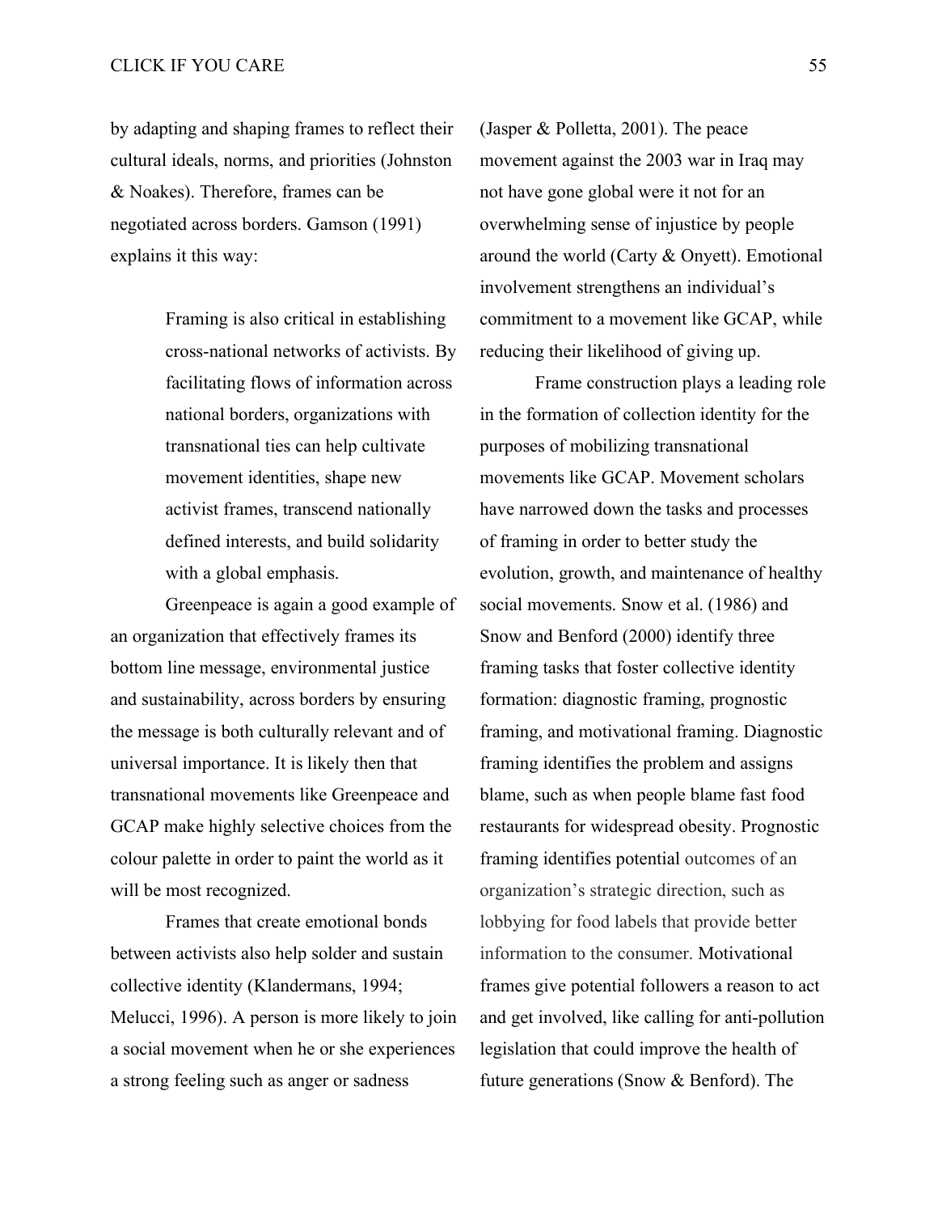by adapting and shaping frames to reflect their cultural ideals, norms, and priorities (Johnston & Noakes). Therefore, frames can be negotiated across borders. Gamson (1991) explains it this way:

> Framing is also critical in establishing cross-national networks of activists. By facilitating flows of information across national borders, organizations with transnational ties can help cultivate movement identities, shape new activist frames, transcend nationally defined interests, and build solidarity with a global emphasis.

Greenpeace is again a good example of an organization that effectively frames its bottom line message, environmental justice and sustainability, across borders by ensuring the message is both culturally relevant and of universal importance. It is likely then that transnational movements like Greenpeace and GCAP make highly selective choices from the colour palette in order to paint the world as it will be most recognized.

Frames that create emotional bonds between activists also help solder and sustain collective identity (Klandermans, 1994; Melucci, 1996). A person is more likely to join a social movement when he or she experiences a strong feeling such as anger or sadness (Jasper & Polletta, 2001). The peace movement against the 2003 war in Iraq may not have gone global were it not for an overwhelming sense of injustice by people around the world (Carty & Onyett). Emotional involvement strengthens an individual's commitment to a movement like GCAP, while reducing their likelihood of giving up.

Frame construction plays a leading role in the formation of collection identity for the purposes of mobilizing transnational movements like GCAP. Movement scholars have narrowed down the tasks and processes of framing in order to better study the evolution, growth, and maintenance of healthy social movements. Snow et al. (1986) and Snow and Benford (2000) identify three framing tasks that foster collective identity formation: diagnostic framing, prognostic framing, and motivational framing. Diagnostic framing identifies the problem and assigns blame, such as when people blame fast food restaurants for widespread obesity. Prognostic framing identifies potential outcomes of an organization's strategic direction, such as lobbying for food labels that provide better information to the consumer. Motivational frames give potential followers a reason to act and get involved, like calling for anti-pollution legislation that could improve the health of future generations (Snow & Benford). The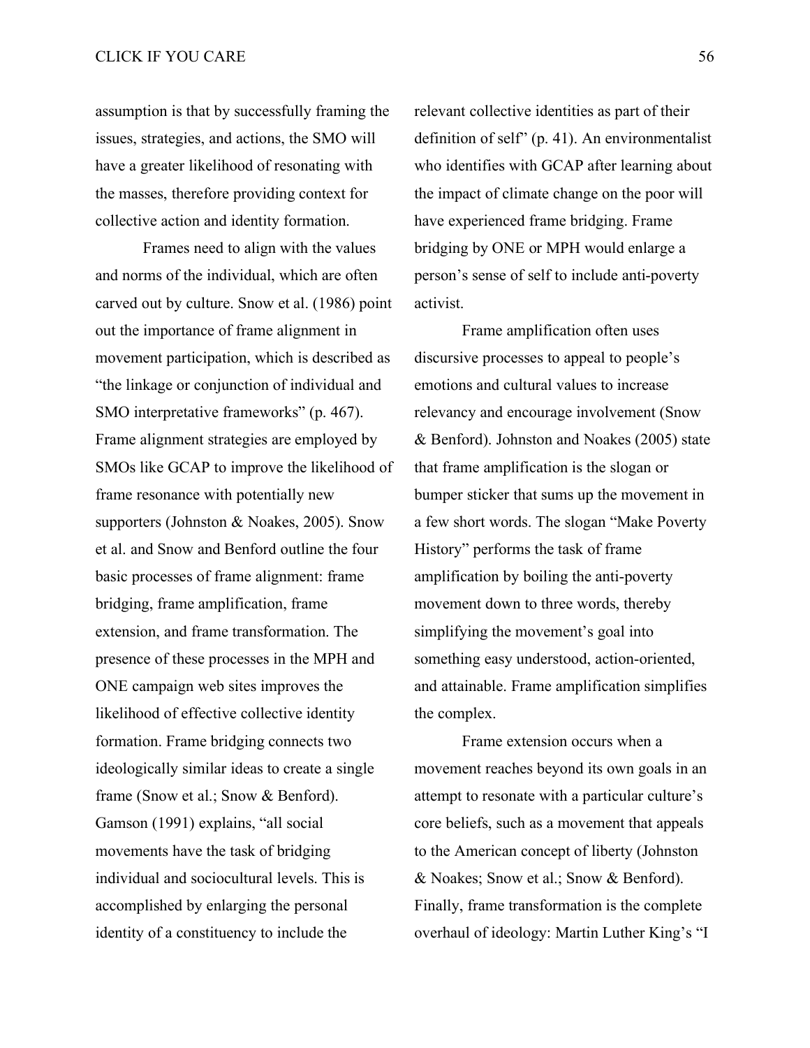assumption is that by successfully framing the issues, strategies, and actions, the SMO will have a greater likelihood of resonating with the masses, therefore providing context for collective action and identity formation.

Frames need to align with the values and norms of the individual, which are often carved out by culture. Snow et al. (1986) point out the importance of frame alignment in movement participation, which is described as "the linkage or conjunction of individual and SMO interpretative frameworks" (p. 467). Frame alignment strategies are employed by SMOs like GCAP to improve the likelihood of frame resonance with potentially new supporters (Johnston & Noakes, 2005). Snow et al. and Snow and Benford outline the four basic processes of frame alignment: frame bridging, frame amplification, frame extension, and frame transformation. The presence of these processes in the MPH and ONE campaign web sites improves the likelihood of effective collective identity formation. Frame bridging connects two ideologically similar ideas to create a single frame (Snow et al.; Snow & Benford). Gamson (1991) explains, "all social movements have the task of bridging individual and sociocultural levels. This is accomplished by enlarging the personal identity of a constituency to include the relevant collective identities as part of their definition of self" (p. 41). An environmentalist who identifies with GCAP after learning about the impact of climate change on the poor will have experienced frame bridging. Frame bridging by ONE or MPH would enlarge a person's sense of self to include anti-poverty activist.

Frame amplification often uses discursive processes to appeal to people's emotions and cultural values to increase relevancy and encourage involvement (Snow & Benford). Johnston and Noakes (2005) state that frame amplification is the slogan or bumper sticker that sums up the movement in a few short words. The slogan "Make Poverty History" performs the task of frame amplification by boiling the anti-poverty movement down to three words, thereby simplifying the movement's goal into something easy understood, action-oriented, and attainable. Frame amplification simplifies the complex.

Frame extension occurs when a movement reaches beyond its own goals in an attempt to resonate with a particular culture's core beliefs, such as a movement that appeals to the American concept of liberty (Johnston & Noakes; Snow et al.; Snow & Benford). Finally, frame transformation is the complete overhaul of ideology: Martin Luther King's "I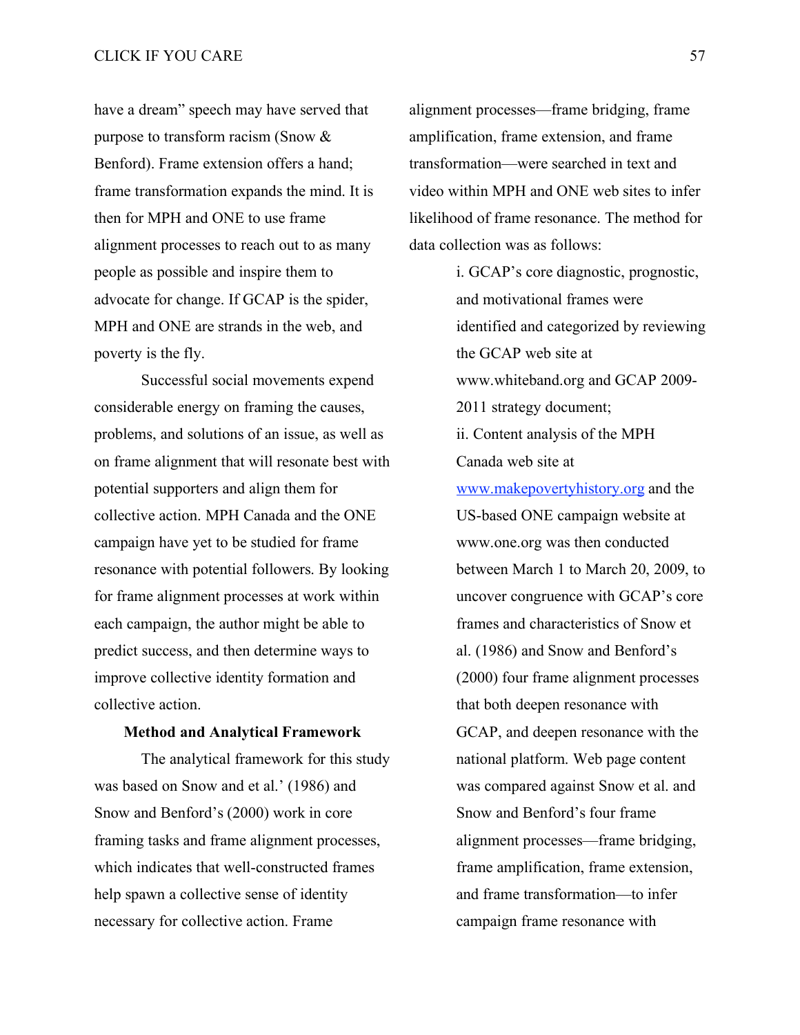have a dream" speech may have served that purpose to transform racism (Snow & Benford). Frame extension offers a hand; frame transformation expands the mind. It is then for MPH and ONE to use frame alignment processes to reach out to as many people as possible and inspire them to advocate for change. If GCAP is the spider, MPH and ONE are strands in the web, and poverty is the fly.

Successful social movements expend considerable energy on framing the causes, problems, and solutions of an issue, as well as on frame alignment that will resonate best with potential supporters and align them for collective action. MPH Canada and the ONE campaign have yet to be studied for frame resonance with potential followers. By looking for frame alignment processes at work within each campaign, the author might be able to predict success, and then determine ways to improve collective identity formation and collective action.

**Method and Analytical Framework**

The analytical framework for this study was based on Snow and et al.' (1986) and Snow and Benford's (2000) work in core framing tasks and frame alignment processes, which indicates that well-constructed frames help spawn a collective sense of identity necessary for collective action. Frame alignment processes—frame bridging, frame amplification, frame extension, and frame transformation—were searched in text and video within MPH and ONE web sites to infer likelihood of frame resonance. The method for data collection was as follows:

i. GCAP's core diagnostic, prognostic, and motivational frames were identified and categorized by reviewing the GCAP web site at www.whiteband.org and GCAP 2009-2011 strategy document;

ii. Content analysis of the MPH Canada web site at [www.makepovertyhistory.org](www.makepovertyhistory.org) and the US-based ONE campaign website at www.one.org was then conducted between March 1 to March 20, 2009, to uncover congruence with GCAP's core frames and characteristics of Snow et al. (1986) and Snow and Benford's (2000) four frame alignment processes that both deepen resonance with GCAP, and deepen resonance with the national platform. Web page content was compared against Snow et al. and Snow and Benford's four frame alignment processes—frame bridging, frame amplification, frame extension, and frame transformation—to infer campaign frame resonance with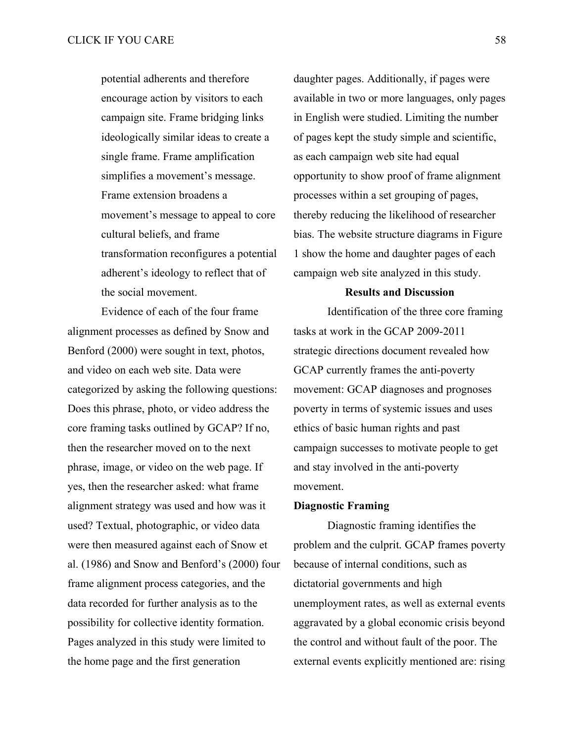potential adherents and therefore encourage action by visitors to each campaign site. Frame bridging links ideologically similar ideas to create a single frame. Frame amplification simplifies a movement's message. Frame extension broadens a movement's message to appeal to core cultural beliefs, and frame transformation reconfigures a potential adherent's ideology to reflect that of the social movement.

Evidence of each of the four frame alignment processes as defined by Snow and Benford (2000) were sought in text, photos, and video on each web site. Data were categorized by asking the following questions: Does this phrase, photo, or video address the core framing tasks outlined by GCAP? If no, then the researcher moved on to the next phrase, image, or video on the web page. If yes, then the researcher asked: what frame alignment strategy was used and how was it used? Textual, photographic, or video data were then measured against each of Snow et al. (1986) and Snow and Benford's (2000) four frame alignment process categories, and the data recorded for further analysis as to the possibility for collective identity formation. Pages analyzed in this study were limited to the home page and the first generation daughter pages. Additionally, if pages were available in two or more languages, only pages in English were studied. Limiting the number of pages kept the study simple and scientific, as each campaign web site had equal opportunity to show proof of frame alignment processes within a set grouping of pages, thereby reducing the likelihood of researcher bias. The website structure diagrams in Figure 1 show the home and daughter pages of each campaign web site analyzed in this study.

## Results and Discussion

Identification of the three core framing tasks at work in the GCAP 2009-2011 strategic directions document revealed how GCAP currently frames the anti-poverty movement: GCAP diagnoses and prognoses poverty in terms of systemic issues and uses ethics of basic human rights and past campaign successes to motivate people to get and stay involved in the anti-poverty movement.

### Diagnostic Framing

Diagnostic framing identifies the problem and the culprit. GCAP frames poverty because of internal conditions, such as dictatorial governments and high unemployment rates, as well as external events aggravated by a global economic crisis beyond the control and without fault of the poor. The external events explicitly mentioned are: rising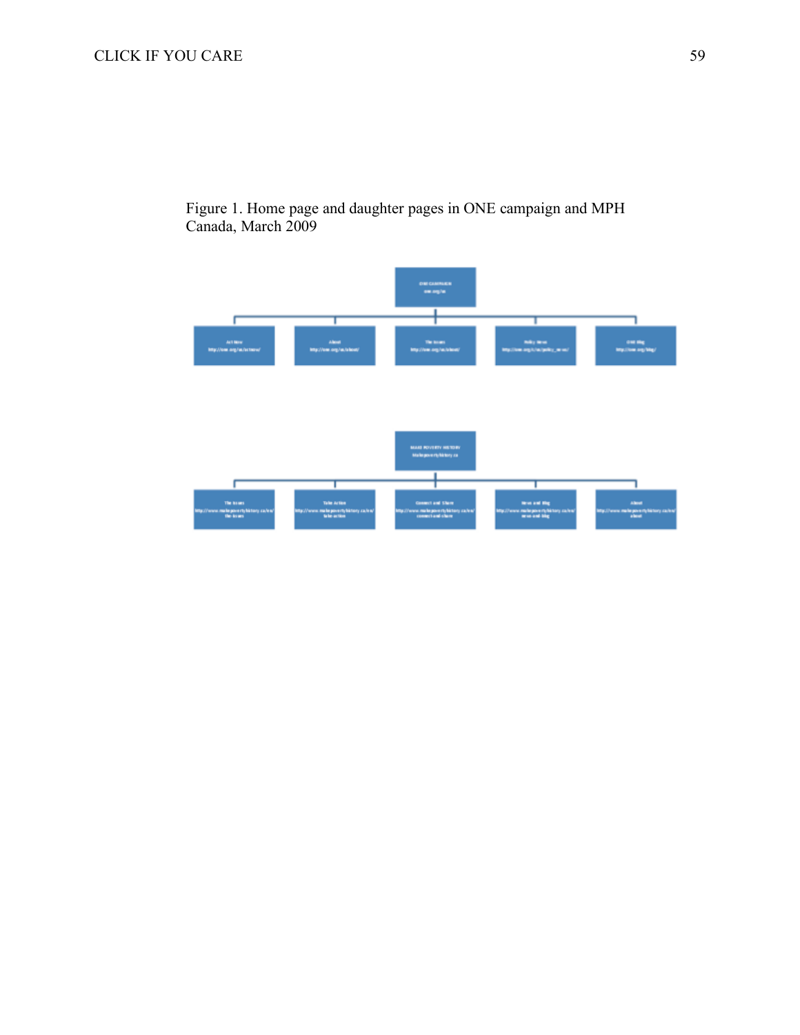Figure 1. Home page and daughter pages in ONE campaign and MPH Canada, March 2009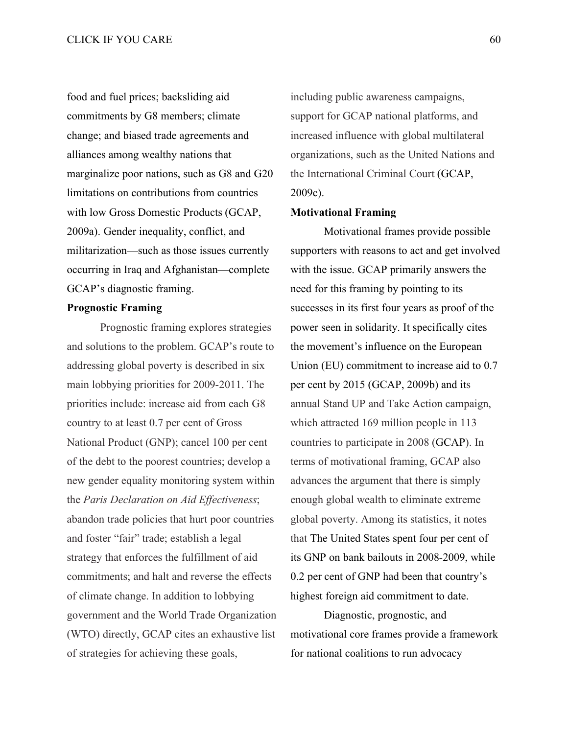food and fuel prices; backsliding aid commitments by G8 members; climate change; and biased trade agreements and alliances among wealthy nations that marginalize poor nations, such as G8 and G20 limitations on contributions from countries with low Gross Domestic Products (GCAP, 2009a). Gender inequality, conflict, and militarization—such as those issues currently occurring in Iraq and Afghanistan—complete GCAP's diagnostic framing.

**Prognostic Framing**

Prognostic framing explores strategies and solutions to the problem. GCAP's route to addressing global poverty is described in six main lobbying priorities for 2009-2011. The priorities include: increase aid from each G8 country to at least 0.7 per cent of Gross National Product (GNP); cancel 100 per cent of the debt to the poorest countries; develop a new gender equality monitoring system within the *Paris Declaration on Aid Effectiveness*; abandon trade policies that hurt poor countries and foster "fair" trade; establish a legal strategy that enforces the fulfillment of aid commitments; and halt and reverse the effects of climate change. In addition to lobbying government and the World Trade Organization (WTO) directly, GCAP cites an exhaustive list of strategies for achieving these goals, including public awareness campaigns, support for GCAP national platforms, and increased influence with global multilateral organizations, such as the United Nations and the International Criminal Court (GCAP, 2009c).

**Motivational Framing**

Motivational frames provide possible supporters with reasons to act and get involved with the issue. GCAP primarily answers the need for this framing by pointing to its successes in its first four years as proof of the power seen in solidarity. It specifically cites the movement's influence on the European Union (EU) commitment to increase aid to 0.7 per cent by 2015 (GCAP, 2009b) and its annual Stand UP and Take Action campaign, which attracted 169 million people in 113 countries to participate in 2008 (GCAP). In terms of motivational framing, GCAP also advances the argument that there is simply enough global wealth to eliminate extreme global poverty. Among its statistics, it notes that The United States spent four per cent of its GNP on bank bailouts in 2008-2009, while 0.2 per cent of GNP had been that country's highest foreign aid commitment to date.

Diagnostic, prognostic, and motivational core frames provide a framework for national coalitions to run advocacy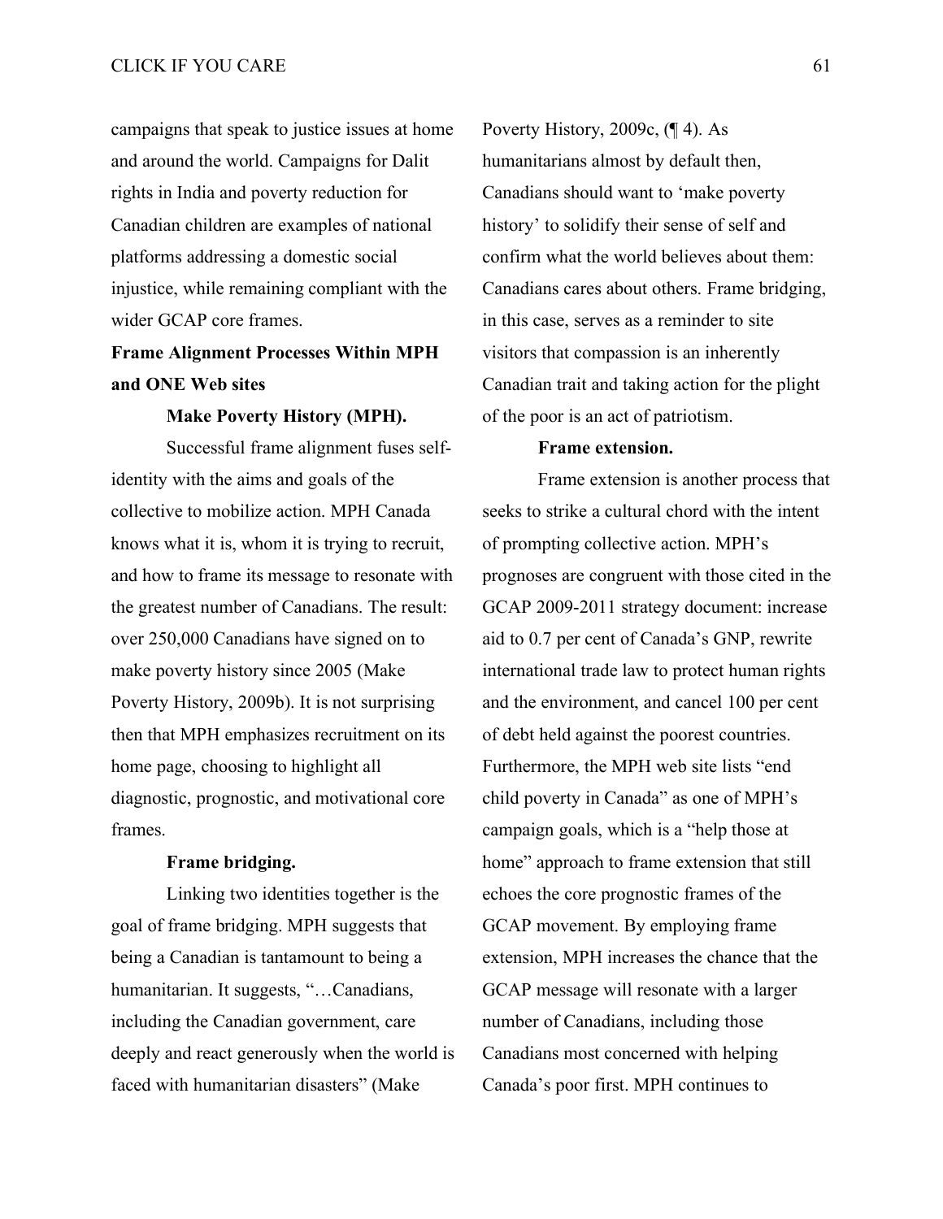campaigns that speak to justice issues at home and around the world. Campaigns for Dalit rights in India and poverty reduction for Canadian children are examples of national platforms addressing a domestic social injustice, while remaining compliant with the wider GCAP core frames.

## Frame Alignment Processes Within MPH and ONE Web sites

### Make Poverty History (MPH).

Successful frame alignment fuses self-identity with the aims and goals of the collective to mobilize action. MPH Canada knows what it is, whom it is trying to recruit, and how to frame its message to resonate with the greatest number of Canadians. The result: over 250,000 Canadians have signed on to make poverty history since 2005 (Make Poverty History, 2009b). It is not surprising then that MPH emphasizes recruitment on its home page, choosing to highlight all diagnostic, prognostic, and motivational core frames.

### Frame bridging.

Linking two identities together is the goal of frame bridging. MPH suggests that being a Canadian is tantamount to being a humanitarian. It suggests, "…Canadians, including the Canadian government, care deeply and react generously when the world is faced with humanitarian disasters" (Make Poverty History, 2009c, (¶ 4). As humanitarians almost by default then, Canadians should want to 'make poverty history' to solidify their sense of self and confirm what the world believes about them: Canadians cares about others. Frame bridging, in this case, serves as a reminder to site visitors that compassion is an inherently Canadian trait and taking action for the plight of the poor is an act of patriotism.

### Frame extension.

Frame extension is another process that seeks to strike a cultural chord with the intent of prompting collective action. MPH's prognoses are congruent with those cited in the GCAP 2009-2011 strategy document: increase aid to 0.7 per cent of Canada's GNP, rewrite international trade law to protect human rights and the environment, and cancel 100 per cent of debt held against the poorest countries. Furthermore, the MPH web site lists "end child poverty in Canada" as one of MPH's campaign goals, which is a "help those at home" approach to frame extension that still echoes the core prognostic frames of the GCAP movement. By employing frame extension, MPH increases the chance that the GCAP message will resonate with a larger number of Canadians, including those Canadians most concerned with helping Canada's poor first. MPH continues to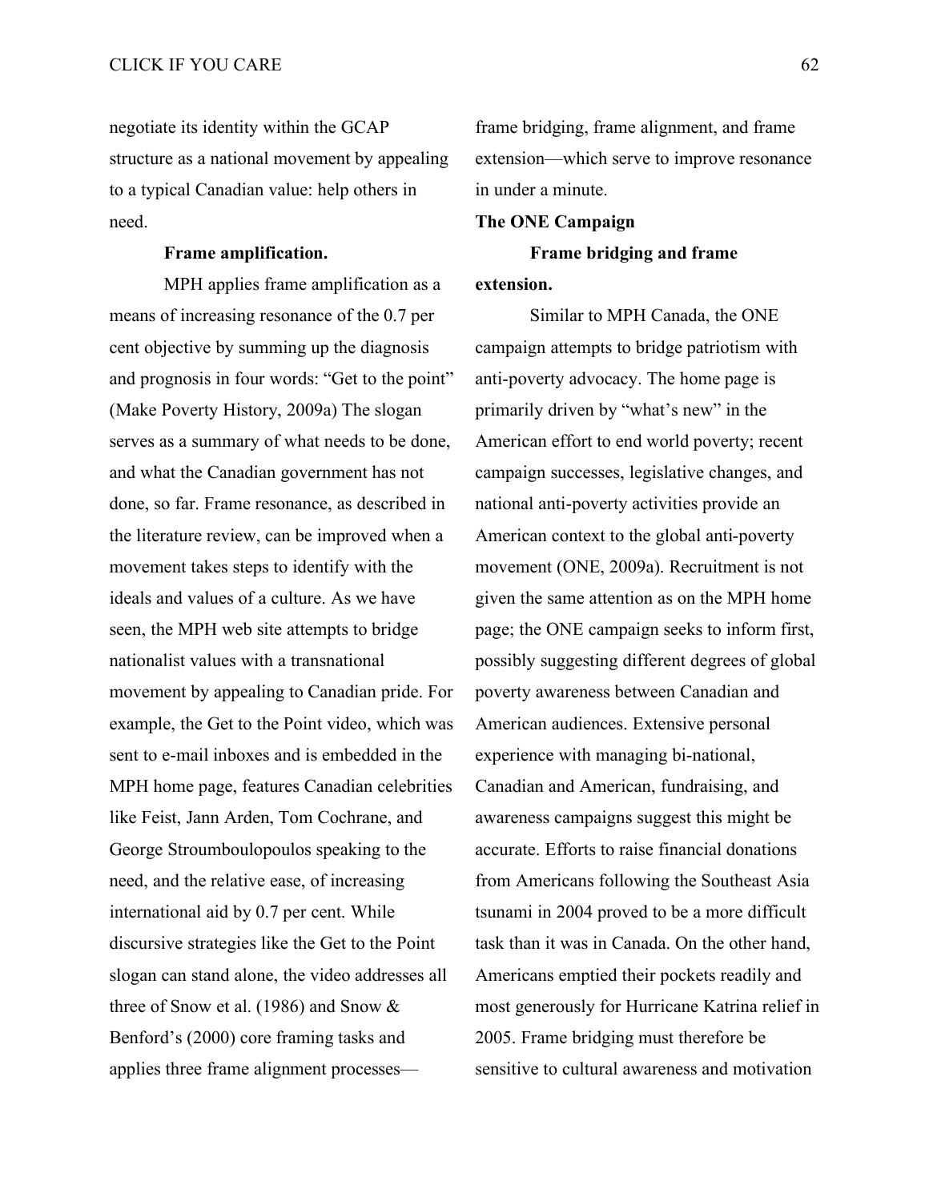negotiate its identity within the GCAP structure as a national movement by appealing to a typical Canadian value: help others in need.

**Frame amplification.**

MPH applies frame amplification as a means of increasing resonance of the 0.7 per cent objective by summing up the diagnosis and prognosis in four words: "Get to the point" (Make Poverty History, 2009a) The slogan serves as a summary of what needs to be done, and what the Canadian government has not done, so far. Frame resonance, as described in the literature review, can be improved when a movement takes steps to identify with the ideals and values of a culture. As we have seen, the MPH web site attempts to bridge nationalist values with a transnational movement by appealing to Canadian pride. For example, the Get to the Point video, which was sent to e-mail inboxes and is embedded in the MPH home page, features Canadian celebrities like Feist, Jann Arden, Tom Cochrane, and George Stroumboulopoulos speaking to the need, and the relative ease, of increasing international aid by 0.7 per cent. While discursive strategies like the Get to the Point slogan can stand alone, the video addresses all three of Snow et al. (1986) and Snow & Benford's (2000) core framing tasks and applies three frame alignment processes—frame bridging, frame alignment, and frame extension—which serve to improve resonance in under a minute.

## The ONE Campaign

**Frame bridging and frame extension.**

Similar to MPH Canada, the ONE campaign attempts to bridge patriotism with anti-poverty advocacy. The home page is primarily driven by "what's new" in the American effort to end world poverty; recent campaign successes, legislative changes, and national anti-poverty activities provide an American context to the global anti-poverty movement (ONE, 2009a). Recruitment is not given the same attention as on the MPH home page; the ONE campaign seeks to inform first, possibly suggesting different degrees of global poverty awareness between Canadian and American audiences. Extensive personal experience with managing bi-national, Canadian and American, fundraising, and awareness campaigns suggest this might be accurate. Efforts to raise financial donations from Americans following the Southeast Asia tsunami in 2004 proved to be a more difficult task than it was in Canada. On the other hand, Americans emptied their pockets readily and most generously for Hurricane Katrina relief in 2005. Frame bridging must therefore be sensitive to cultural awareness and motivation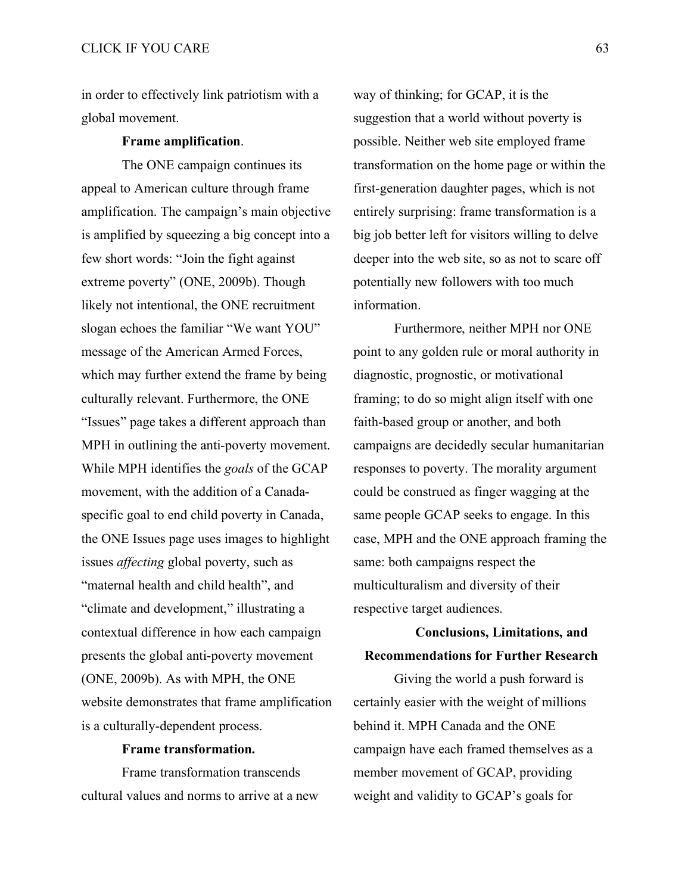in order to effectively link patriotism with a global movement.

**Frame amplification**.

The ONE campaign continues its appeal to American culture through frame amplification. The campaign's main objective is amplified by squeezing a big concept into a few short words: "Join the fight against extreme poverty" (ONE, 2009b). Though likely not intentional, the ONE recruitment slogan echoes the familiar "We want YOU" message of the American Armed Forces, which may further extend the frame by being culturally relevant. Furthermore, the ONE "Issues" page takes a different approach than MPH in outlining the anti-poverty movement. While MPH identifies the *goals* of the GCAP movement, with the addition of a Canada-specific goal to end child poverty in Canada, the ONE Issues page uses images to highlight issues *affecting* global poverty, such as "maternal health and child health", and "climate and development," illustrating a contextual difference in how each campaign presents the global anti-poverty movement (ONE, 2009b). As with MPH, the ONE website demonstrates that frame amplification is a culturally-dependent process.

**Frame transformation.**

Frame transformation transcends cultural values and norms to arrive at a new way of thinking; for GCAP, it is the suggestion that a world without poverty is possible. Neither web site employed frame transformation on the home page or within the first-generation daughter pages, which is not entirely surprising: frame transformation is a big job better left for visitors willing to delve deeper into the web site, so as not to scare off potentially new followers with too much information.

Furthermore, neither MPH nor ONE point to any golden rule or moral authority in diagnostic, prognostic, or motivational framing; to do so might align itself with one faith-based group or another, and both campaigns are decidedly secular humanitarian responses to poverty. The morality argument could be construed as finger wagging at the same people GCAP seeks to engage. In this case, MPH and the ONE approach framing the same: both campaigns respect the multiculturalism and diversity of their respective target audiences.

## Conclusions, Limitations, and Recommendations for Further Research

Giving the world a push forward is certainly easier with the weight of millions behind it. MPH Canada and the ONE campaign have each framed themselves as a member movement of GCAP, providing weight and validity to GCAP's goals for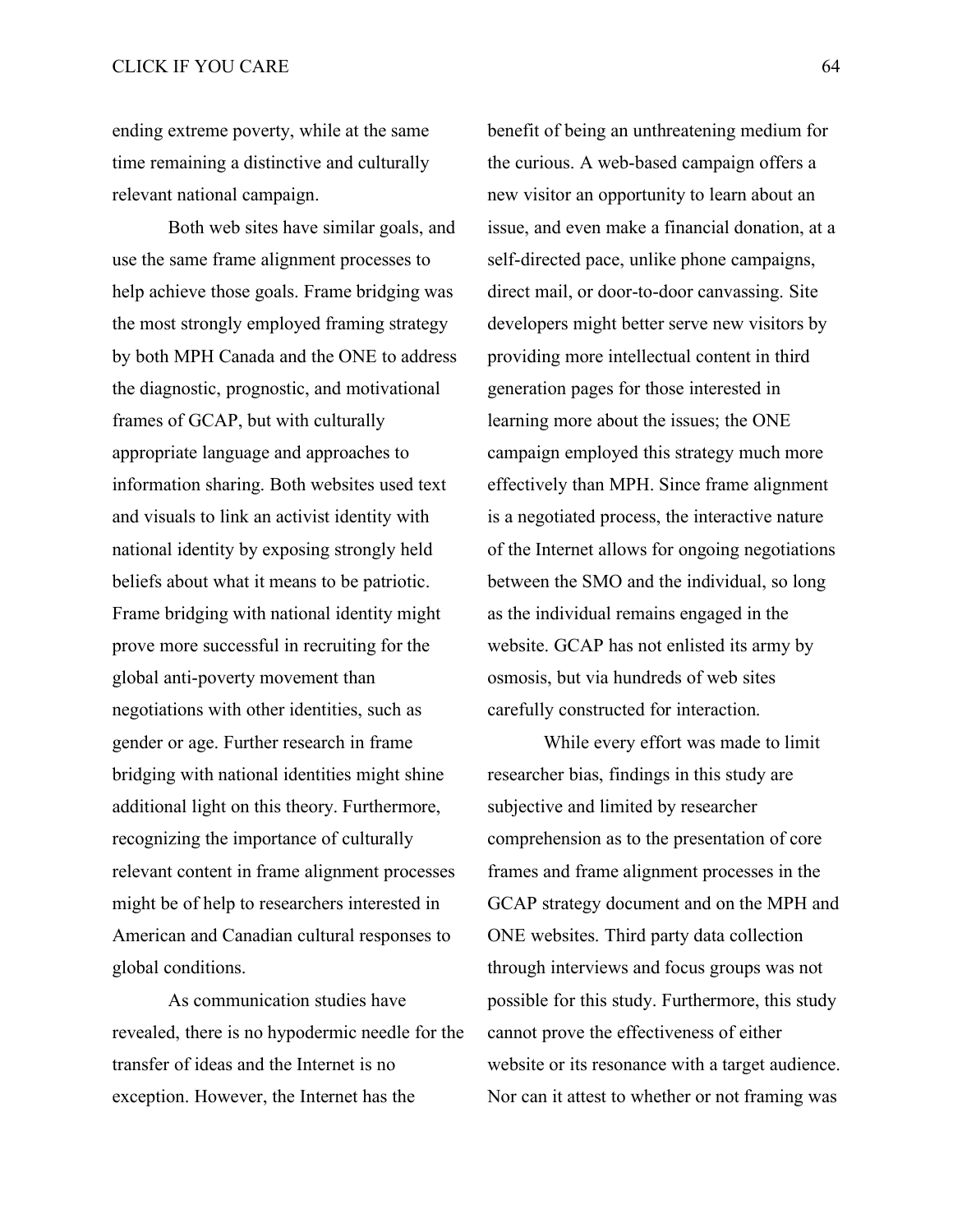ending extreme poverty, while at the same time remaining a distinctive and culturally relevant national campaign.

Both web sites have similar goals, and use the same frame alignment processes to help achieve those goals. Frame bridging was the most strongly employed framing strategy by both MPH Canada and the ONE to address the diagnostic, prognostic, and motivational frames of GCAP, but with culturally appropriate language and approaches to information sharing. Both websites used text and visuals to link an activist identity with national identity by exposing strongly held beliefs about what it means to be patriotic. Frame bridging with national identity might prove more successful in recruiting for the global anti-poverty movement than negotiations with other identities, such as gender or age. Further research in frame bridging with national identities might shine additional light on this theory. Furthermore, recognizing the importance of culturally relevant content in frame alignment processes might be of help to researchers interested in American and Canadian cultural responses to global conditions.

As communication studies have revealed, there is no hypodermic needle for the transfer of ideas and the Internet is no exception. However, the Internet has the benefit of being an unthreatening medium for the curious. A web-based campaign offers a new visitor an opportunity to learn about an issue, and even make a financial donation, at a self-directed pace, unlike phone campaigns, direct mail, or door-to-door canvassing. Site developers might better serve new visitors by providing more intellectual content in third generation pages for those interested in learning more about the issues; the ONE campaign employed this strategy much more effectively than MPH. Since frame alignment is a negotiated process, the interactive nature of the Internet allows for ongoing negotiations between the SMO and the individual, so long as the individual remains engaged in the website. GCAP has not enlisted its army by osmosis, but via hundreds of web sites carefully constructed for interaction.

While every effort was made to limit researcher bias, findings in this study are subjective and limited by researcher comprehension as to the presentation of core frames and frame alignment processes in the GCAP strategy document and on the MPH and ONE websites. Third party data collection through interviews and focus groups was not possible for this study. Furthermore, this study cannot prove the effectiveness of either website or its resonance with a target audience. Nor can it attest to whether or not framing was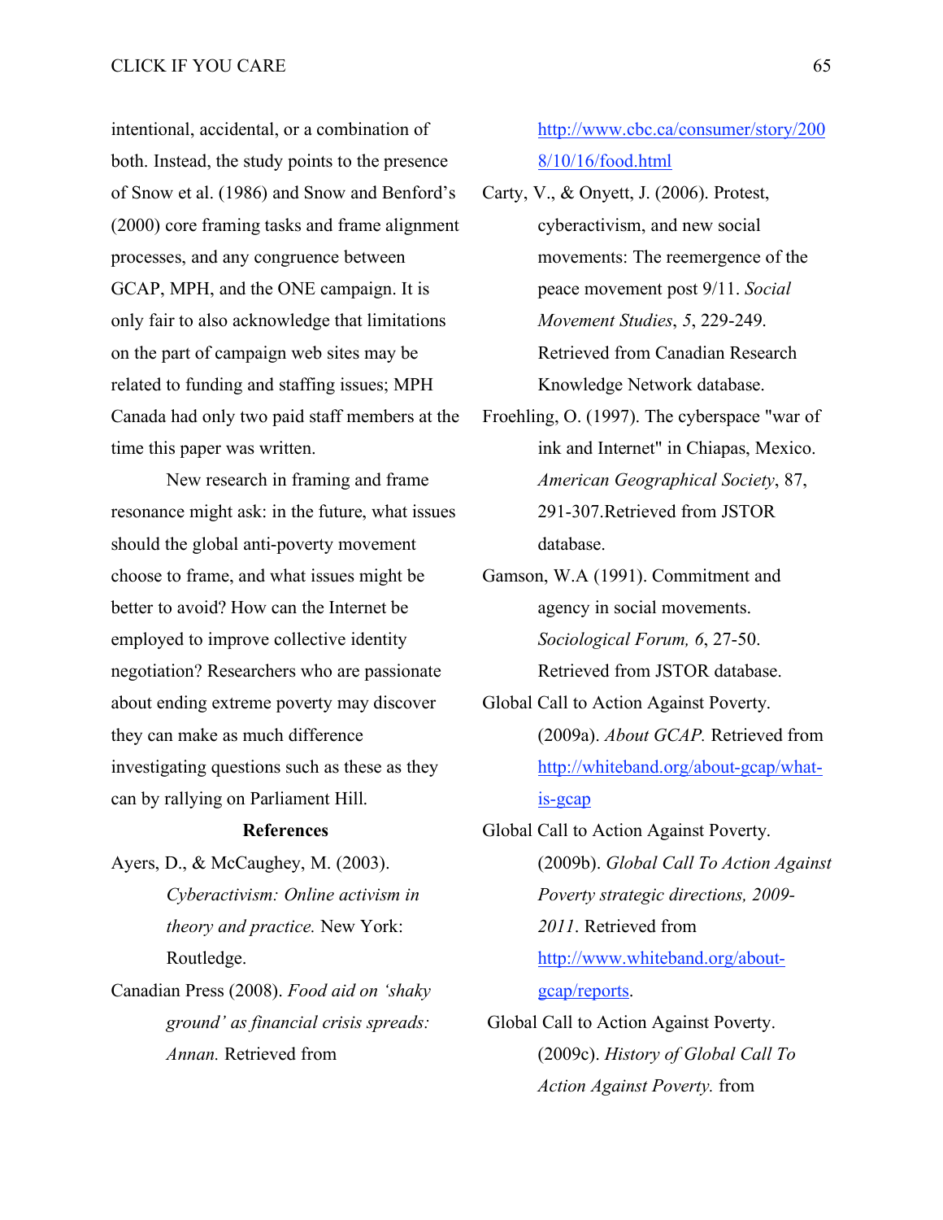intentional, accidental, or a combination of both. Instead, the study points to the presence of Snow et al. (1986) and Snow and Benford's (2000) core framing tasks and frame alignment processes, and any congruence between GCAP, MPH, and the ONE campaign. It is only fair to also acknowledge that limitations on the part of campaign web sites may be related to funding and staffing issues; MPH Canada had only two paid staff members at the time this paper was written.

New research in framing and frame resonance might ask: in the future, what issues should the global anti-poverty movement choose to frame, and what issues might be better to avoid? How can the Internet be employed to improve collective identity negotiation? Researchers who are passionate about ending extreme poverty may discover they can make as much difference investigating questions such as these as they can by rallying on Parliament Hill.

## References

Ayers, D., & McCaughey, M. (2003). *Cyberactivism: Online activism in theory and practice.* New York: Routledge.

Canadian Press (2008). *Food aid on 'shaky ground' as financial crisis spreads: Annan.* Retrieved from http://www.cbc.ca/consumer/story/2008/10/16/food.html

Carty, V., & Onyett, J. (2006). Protest, cyberactivism, and new social movements: The reemergence of the peace movement post 9/11. *Social Movement Studies*, *5*, 229-249. Retrieved from Canadian Research Knowledge Network database.

Froehling, O. (1997). The cyberspace "war of ink and Internet" in Chiapas, Mexico. *American Geographical Society*, 87, 291-307.Retrieved from JSTOR database.

Gamson, W.A (1991). Commitment and agency in social movements. *Sociological Forum, 6*, 27-50. Retrieved from JSTOR database.

Global Call to Action Against Poverty. (2009a). *About GCAP.* Retrieved from http://whiteband.org/about-gcap/what-is-gcap

Global Call to Action Against Poverty. (2009b). *Global Call To Action Against Poverty strategic directions, 2009-2011*. Retrieved from http://www.whiteband.org/about-gcap/reports.

Global Call to Action Against Poverty. (2009c). *History of Global Call To Action Against Poverty.* from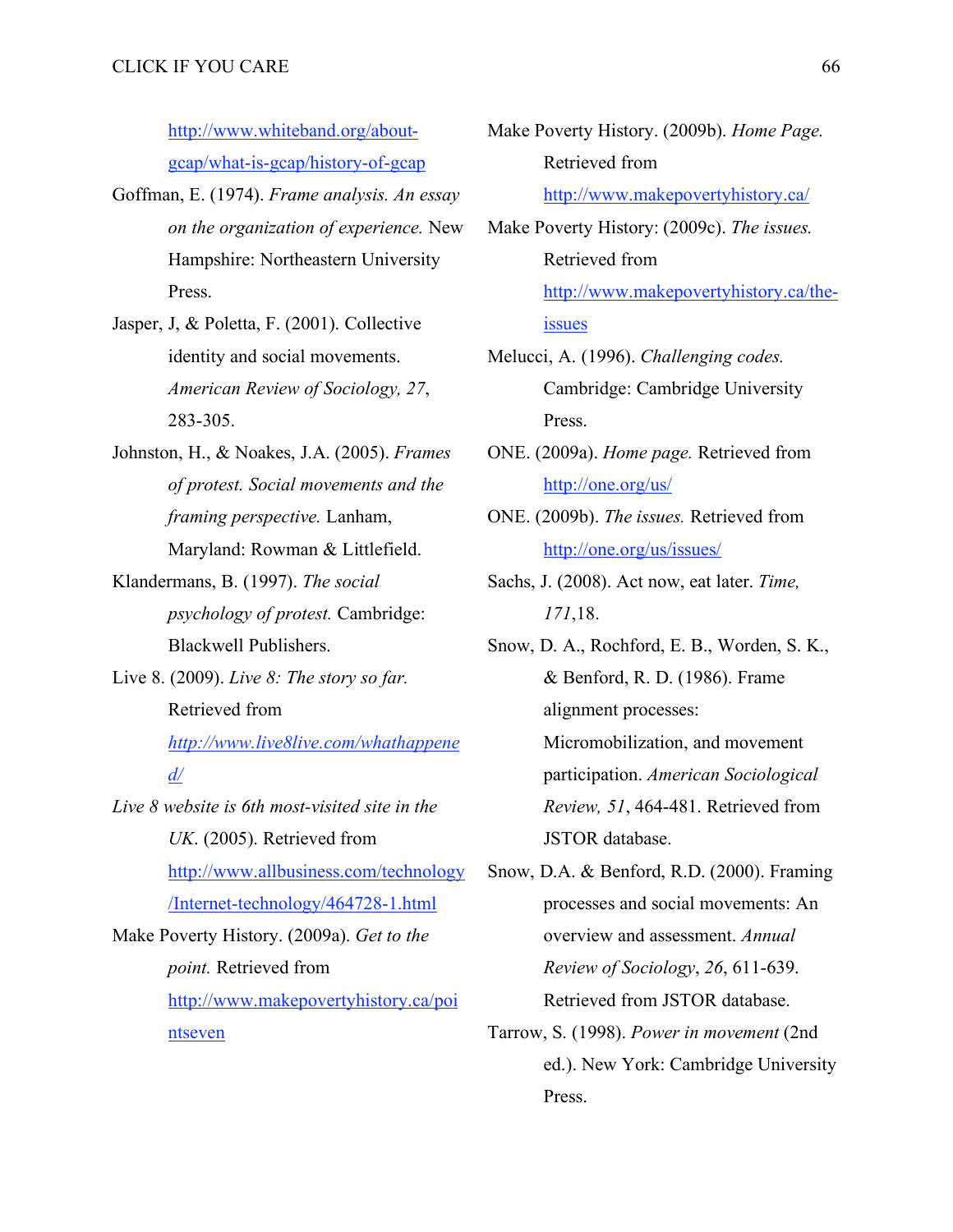http://www.whiteband.org/about-gcap/what-is-gcap/history-of-gcap

Goffman, E. (1974). *Frame analysis. An essay on the organization of experience.* New Hampshire: Northeastern University Press.

Jasper, J, & Poletta, F. (2001). Collective identity and social movements. *American Review of Sociology, 27*, 283-305.

Johnston, H., & Noakes, J.A. (2005). *Frames of protest. Social movements and the framing perspective.* Lanham, Maryland: Rowman & Littlefield.

Klandermans, B. (1997). *The social psychology of protest.* Cambridge: Blackwell Publishers.

Live 8. (2009). *Live 8: The story so far.* Retrieved from *http://www.live8live.com/whathappened/*

*Live 8 website is 6th most-visited site in the UK*. (2005). Retrieved from http://www.allbusiness.com/technology/Internet-technology/464728-1.html

Make Poverty History. (2009a). *Get to the point.* Retrieved from http://www.makepovertyhistory.ca/pointseven

Make Poverty History. (2009b). *Home Page.* Retrieved from http://www.makepovertyhistory.ca/

Make Poverty History: (2009c). *The issues.* Retrieved from http://www.makepovertyhistory.ca/the-issues

Melucci, A. (1996). *Challenging codes.* Cambridge: Cambridge University Press.

ONE. (2009a). *Home page.* Retrieved from http://one.org/us/

ONE. (2009b). *The issues.* Retrieved from http://one.org/us/issues/

Sachs, J. (2008). Act now, eat later. *Time, 171*,18.

Snow, D. A., Rochford, E. B., Worden, S. K., & Benford, R. D. (1986). Frame alignment processes: Micromobilization, and movement participation. *American Sociological Review, 51*, 464-481. Retrieved from JSTOR database.

Snow, D.A. & Benford, R.D. (2000). Framing processes and social movements: An overview and assessment. *Annual Review of Sociology*, *26*, 611-639. Retrieved from JSTOR database.

Tarrow, S. (1998). *Power in movement* (2nd ed.). New York: Cambridge University Press.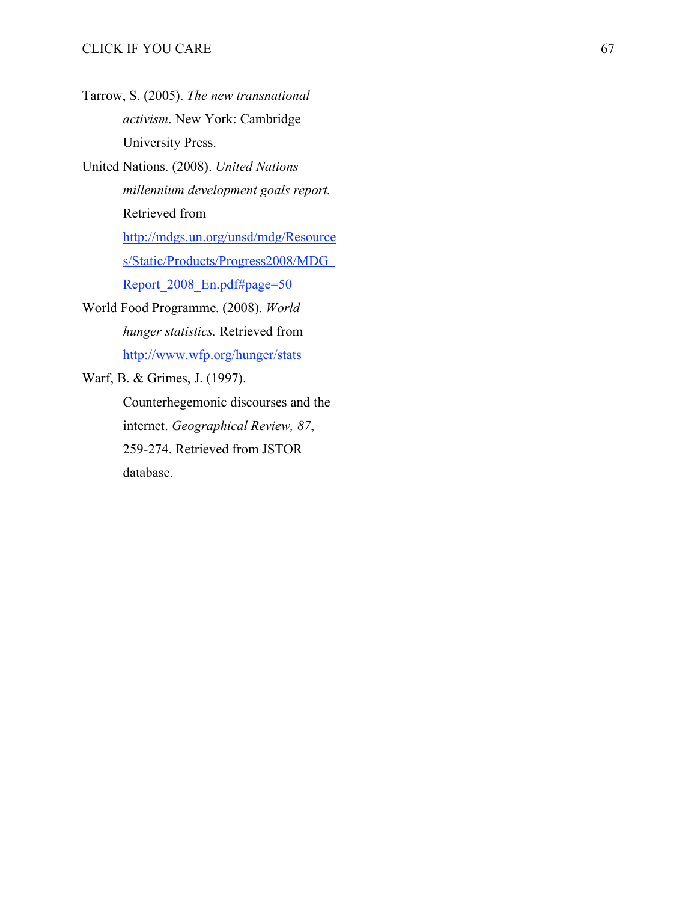Tarrow, S. (2005). *The new transnational activism*. New York: Cambridge University Press.

United Nations. (2008). *United Nations millennium development goals report.* Retrieved from http://mdgs.un.org/unsd/mdg/Resources/Static/Products/Progress2008/MDG_Report_2008_En.pdf#page=50

World Food Programme. (2008). *World hunger statistics.* Retrieved from http://www.wfp.org/hunger/stats

Warf, B. & Grimes, J. (1997). Counterhegemonic discourses and the internet. *Geographical Review, 87*, 259-274. Retrieved from JSTOR database.